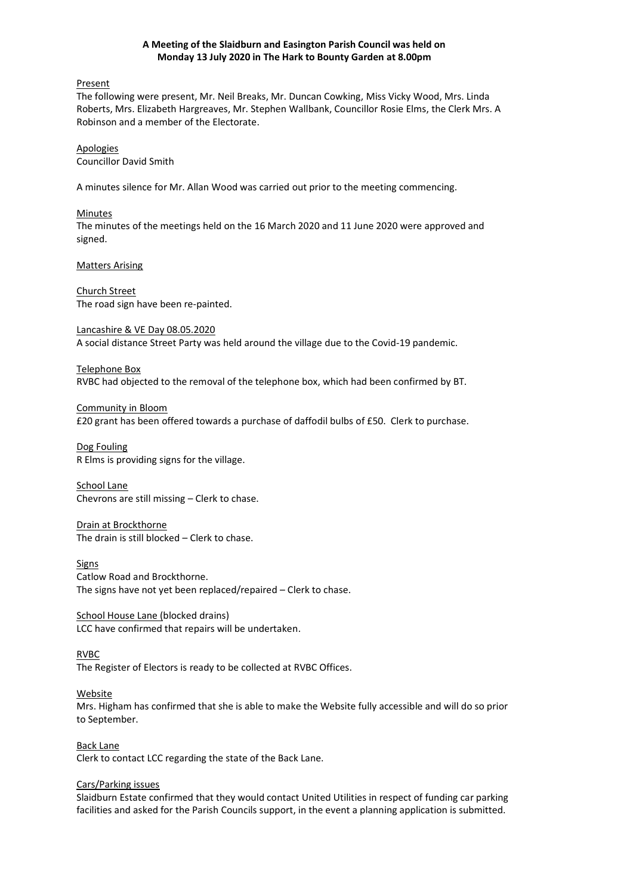**A Meeting of the Slaidburn and Easington Parish Council was held on Monday 13 July 2020 in The Hark to Bounty Garden at 8.00pm**

Present

The following were present, Mr. Neil Breaks, Mr. Duncan Cowking, Miss Vicky Wood, Mrs. Linda Roberts, Mrs. Elizabeth Hargreaves, Mr. Stephen Wallbank, Councillor Rosie Elms, the Clerk Mrs. A Robinson and a member of the Electorate.

Apologies

Councillor David Smith

A minutes silence for Mr. Allan Wood was carried out prior to the meeting commencing.

Minutes

The minutes of the meetings held on the 16 March 2020 and 11 June 2020 were approved and signed.

Matters Arising

Church Street

The road sign have been re-painted.

Lancashire & VE Day 08.05.2020

A social distance Street Party was held around the village due to the Covid-19 pandemic.

Telephone Box

RVBC had objected to the removal of the telephone box, which had been confirmed by BT.

Community in Bloom

£20 grant has been offered towards a purchase of daffodil bulbs of £50. Clerk to purchase.

Dog Fouling

R Elms is providing signs for the village.

School Lane

Chevrons are still missing – Clerk to chase.

Drain at Brockthorne

The drain is still blocked – Clerk to chase.

Signs

Catlow Road and Brockthorne.
The signs have not yet been replaced/repaired – Clerk to chase.

School House Lane (blocked drains)

LCC have confirmed that repairs will be undertaken.

RVBC

The Register of Electors is ready to be collected at RVBC Offices.

Website

Mrs. Higham has confirmed that she is able to make the Website fully accessible and will do so prior to September.

Back Lane

Clerk to contact LCC regarding the state of the Back Lane.

Cars/Parking issues

Slaidburn Estate confirmed that they would contact United Utilities in respect of funding car parking facilities and asked for the Parish Councils support, in the event a planning application is submitted.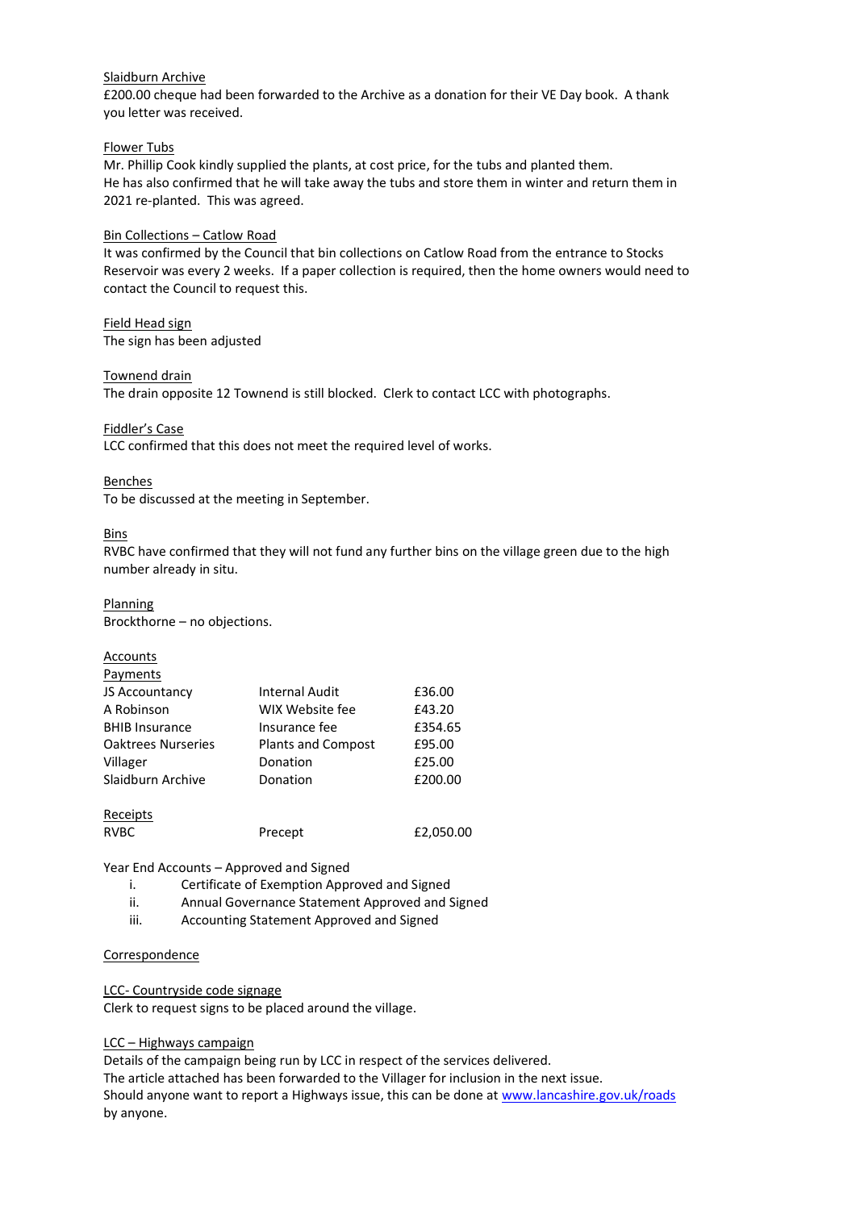<u>Slaidburn Archive</u>
£200.00 cheque had been forwarded to the Archive as a donation for their VE Day book. A thank you letter was received.

<u>Flower Tubs</u>
Mr. Phillip Cook kindly supplied the plants, at cost price, for the tubs and planted them.
He has also confirmed that he will take away the tubs and store them in winter and return them in 2021 re-planted. This was agreed.

<u>Bin Collections – Catlow Road</u>
It was confirmed by the Council that bin collections on Catlow Road from the entrance to Stocks Reservoir was every 2 weeks. If a paper collection is required, then the home owners would need to contact the Council to request this.

<u>Field Head sign</u>
The sign has been adjusted

<u>Townend drain</u>
The drain opposite 12 Townend is still blocked. Clerk to contact LCC with photographs.

<u>Fiddler's Case</u>
LCC confirmed that this does not meet the required level of works.

<u>Benches</u>
To be discussed at the meeting in September.

<u>Bins</u>
RVBC have confirmed that they will not fund any further bins on the village green due to the high number already in situ.

<u>Planning</u>
Brockthorne – no objections.

<u>Accounts</u>
<u>Payments</u>

| | | |
|---|---|---|
| JS Accountancy | Internal Audit | £36.00 |
| A Robinson | WIX Website fee | £43.20 |
| BHIB Insurance | Insurance fee | £354.65 |
| Oaktrees Nurseries | Plants and Compost | £95.00 |
| Villager | Donation | £25.00 |
| Slaidburn Archive | Donation | £200.00 |

<u>Receipts</u>

| | | |
|---|---|---|
| RVBC | Precept | £2,050.00 |

Year End Accounts – Approved and Signed

i. Certificate of Exemption Approved and Signed
ii. Annual Governance Statement Approved and Signed
iii. Accounting Statement Approved and Signed

<u>Correspondence</u>

<u>LCC- Countryside code signage</u>
Clerk to request signs to be placed around the village.

<u>LCC – Highways campaign</u>
Details of the campaign being run by LCC in respect of the services delivered.
The article attached has been forwarded to the Villager for inclusion in the next issue.
Should anyone want to report a Highways issue, this can be done at www.lancashire.gov.uk/roads by anyone.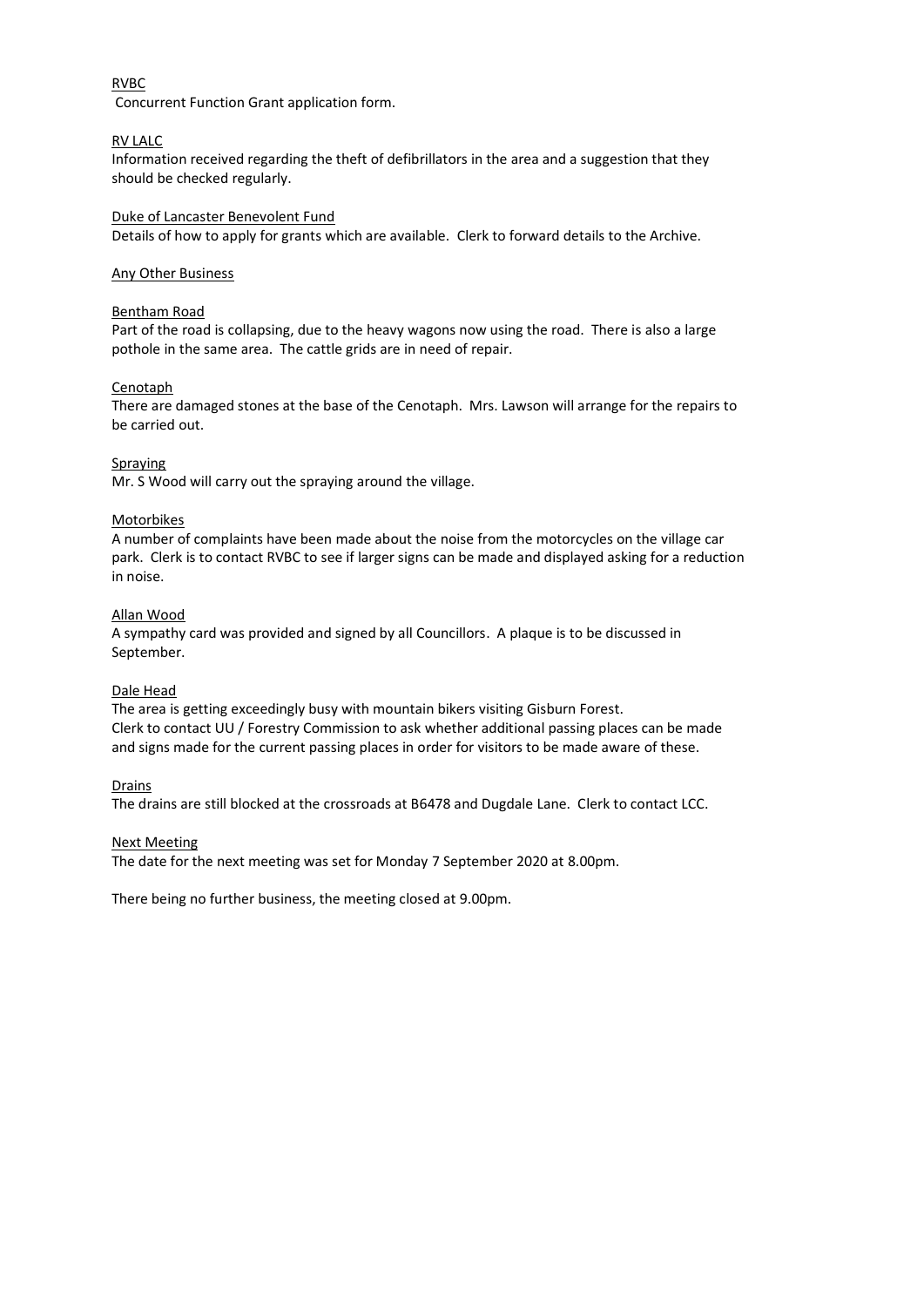RVBC

Concurrent Function Grant application form.

RV LALC

Information received regarding the theft of defibrillators in the area and a suggestion that they should be checked regularly.

Duke of Lancaster Benevolent Fund

Details of how to apply for grants which are available. Clerk to forward details to the Archive.

Any Other Business

Bentham Road

Part of the road is collapsing, due to the heavy wagons now using the road. There is also a large pothole in the same area. The cattle grids are in need of repair.

Cenotaph

There are damaged stones at the base of the Cenotaph. Mrs. Lawson will arrange for the repairs to be carried out.

Spraying

Mr. S Wood will carry out the spraying around the village.

Motorbikes

A number of complaints have been made about the noise from the motorcycles on the village car park. Clerk is to contact RVBC to see if larger signs can be made and displayed asking for a reduction in noise.

Allan Wood

A sympathy card was provided and signed by all Councillors. A plaque is to be discussed in September.

Dale Head

The area is getting exceedingly busy with mountain bikers visiting Gisburn Forest.
Clerk to contact UU / Forestry Commission to ask whether additional passing places can be made and signs made for the current passing places in order for visitors to be made aware of these.

Drains

The drains are still blocked at the crossroads at B6478 and Dugdale Lane. Clerk to contact LCC.

Next Meeting

The date for the next meeting was set for Monday 7 September 2020 at 8.00pm.

There being no further business, the meeting closed at 9.00pm.